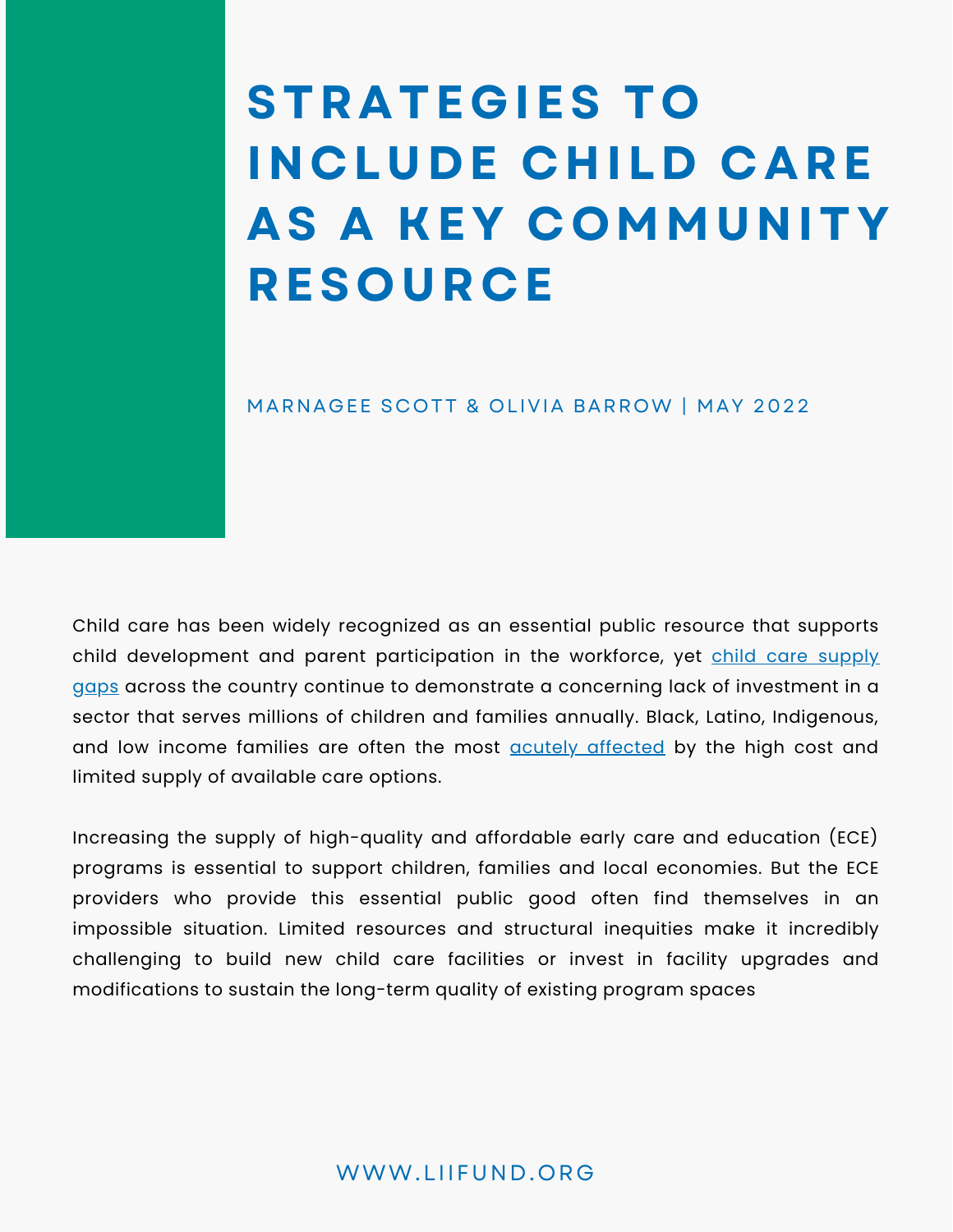# STRATEGIES TO INCLUDE CHILD CARE AS A KEY COMMUNITY RESOURCE

MARNAGEE SCOTT & OLIVIA BARROW | MAY 2022

Child care has been widely recognized as an essential public resource that supports child development and parent participation in the workforce, yet child care supply gaps across the country continue to demonstrate a concerning lack of investment in a sector that serves millions of children and families annually. Black, Latino, Indigenous, and low income families are often the most acutely affected by the high cost and limited supply of available care options.

Increasing the supply of high-quality and affordable early care and education (ECE) programs is essential to support children, families and local economies. But the ECE providers who provide this essential public good often find themselves in an impossible situation. Limited resources and structural inequities make it incredibly challenging to build new child care facilities or invest in facility upgrades and modifications to sustain the long-term quality of existing program spaces

WWW.LIIFUND.ORG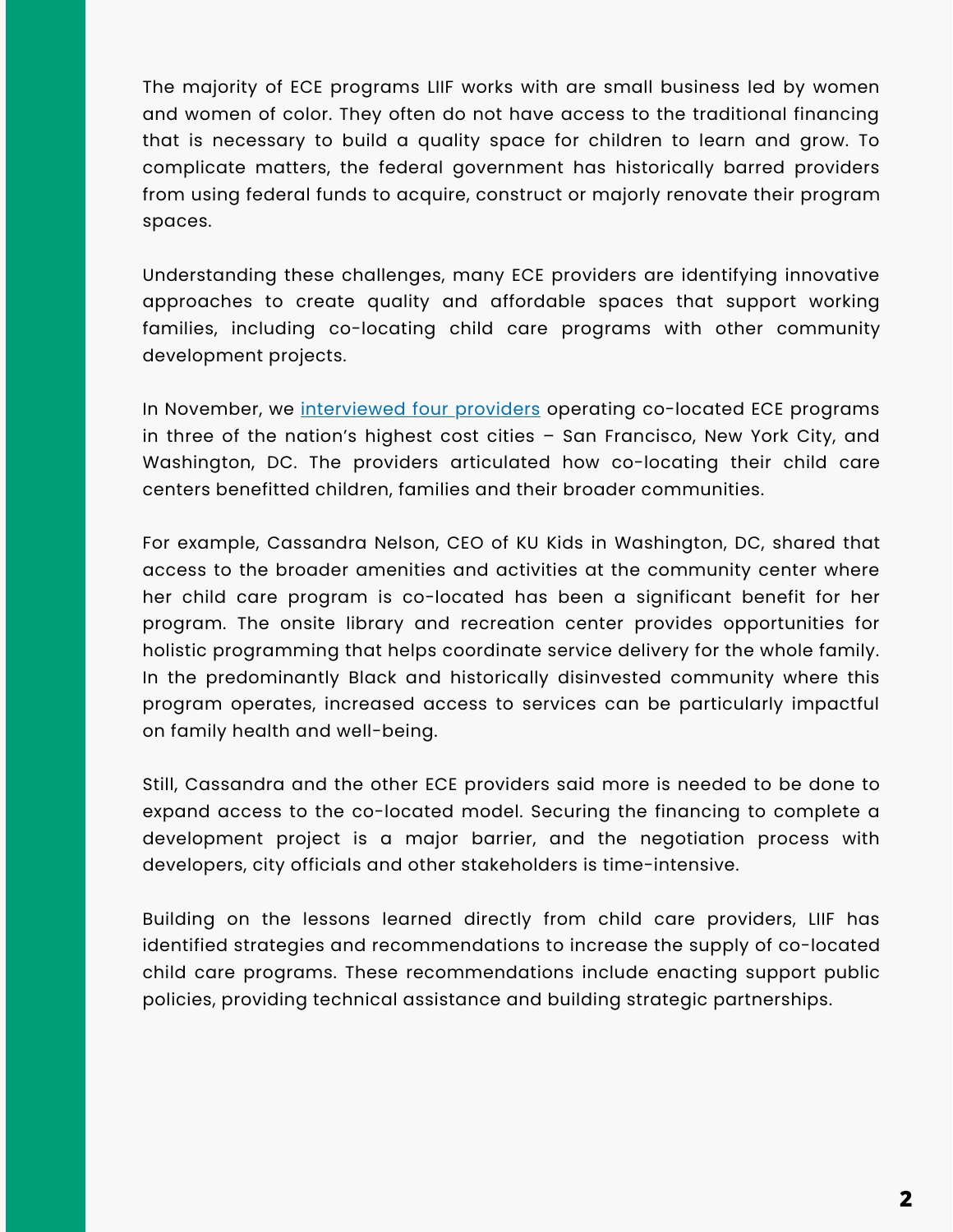The majority of ECE programs LIIF works with are small business led by women and women of color. They often do not have access to the traditional financing that is necessary to build a quality space for children to learn and grow. To complicate matters, the federal government has historically barred providers from using federal funds to acquire, construct or majorly renovate their program spaces.

Understanding these challenges, many ECE providers are identifying innovative approaches to create quality and affordable spaces that support working families, including co-locating child care programs with other community development projects.

In November, we interviewed four providers operating co-located ECE programs in three of the nation's highest cost cities – San Francisco, New York City, and Washington, DC. The providers articulated how co-locating their child care centers benefitted children, families and their broader communities.

For example, Cassandra Nelson, CEO of KU Kids in Washington, DC, shared that access to the broader amenities and activities at the community center where her child care program is co-located has been a significant benefit for her program. The onsite library and recreation center provides opportunities for holistic programming that helps coordinate service delivery for the whole family. In the predominantly Black and historically disinvested community where this program operates, increased access to services can be particularly impactful on family health and well-being.

Still, Cassandra and the other ECE providers said more is needed to be done to expand access to the co-located model. Securing the financing to complete a development project is a major barrier, and the negotiation process with developers, city officials and other stakeholders is time-intensive.

Building on the lessons learned directly from child care providers, LIIF has identified strategies and recommendations to increase the supply of co-located child care programs. These recommendations include enacting support public policies, providing technical assistance and building strategic partnerships.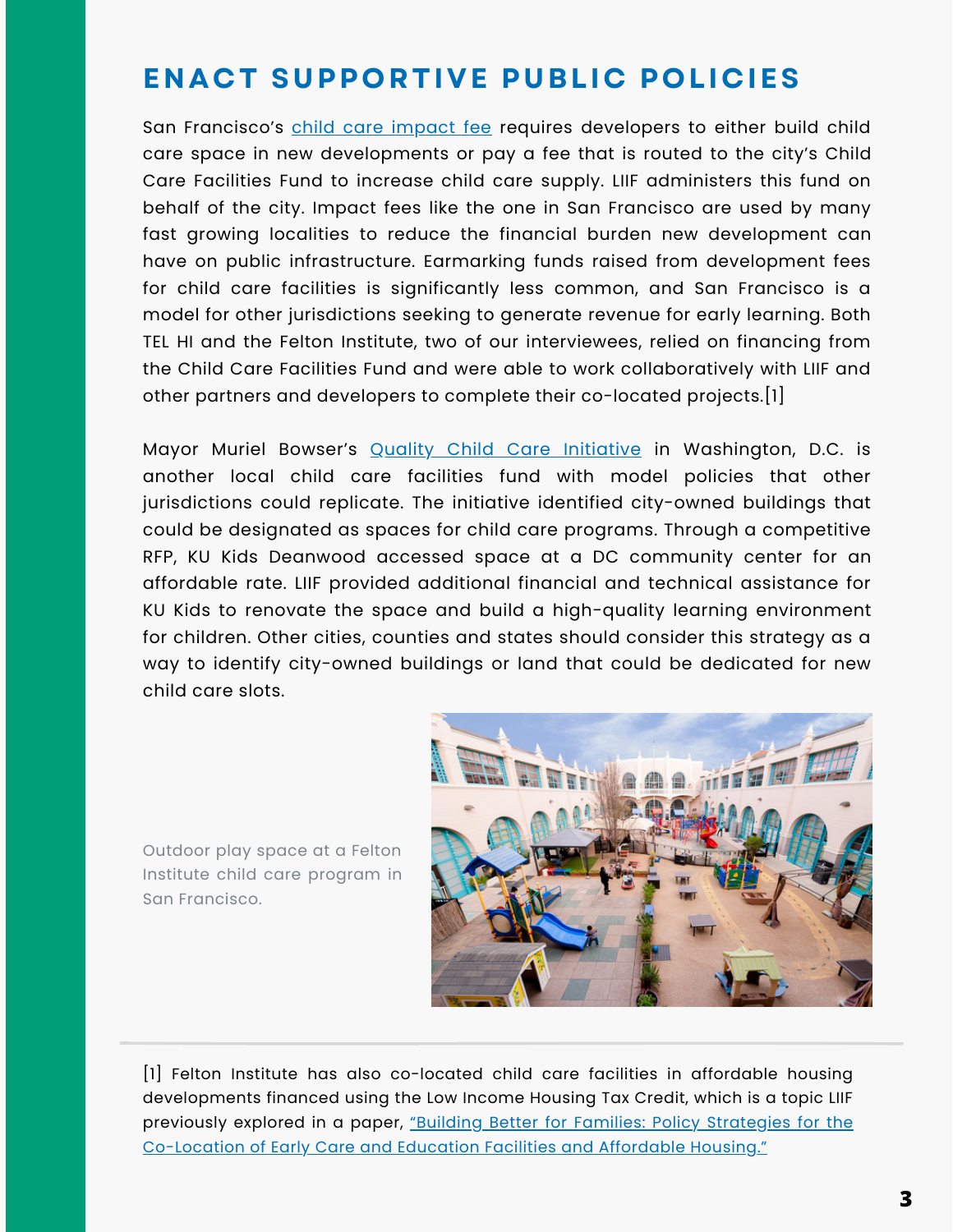## ENACT SUPPORTIVE PUBLIC POLICIES

San Francisco's child care impact fee requires developers to either build child care space in new developments or pay a fee that is routed to the city's Child Care Facilities Fund to increase child care supply. LIIF administers this fund on behalf of the city. Impact fees like the one in San Francisco are used by many fast growing localities to reduce the financial burden new development can have on public infrastructure. Earmarking funds raised from development fees for child care facilities is significantly less common, and San Francisco is a model for other jurisdictions seeking to generate revenue for early learning. Both TEL HI and the Felton Institute, two of our interviewees, relied on financing from the Child Care Facilities Fund and were able to work collaboratively with LIIF and other partners and developers to complete their co-located projects.[1]

Mayor Muriel Bowser's Quality Child Care Initiative in Washington, D.C. is another local child care facilities fund with model policies that other jurisdictions could replicate. The initiative identified city-owned buildings that could be designated as spaces for child care programs. Through a competitive RFP, KU Kids Deanwood accessed space at a DC community center for an affordable rate. LIIF provided additional financial and technical assistance for KU Kids to renovate the space and build a high-quality learning environment for children. Other cities, counties and states should consider this strategy as a way to identify city-owned buildings or land that could be dedicated for new child care slots.

Outdoor play space at a Felton Institute child care program in San Francisco.

---

[1] Felton Institute has also co-located child care facilities in affordable housing developments financed using the Low Income Housing Tax Credit, which is a topic LIIF previously explored in a paper, "Building Better for Families: Policy Strategies for the Co-Location of Early Care and Education Facilities and Affordable Housing."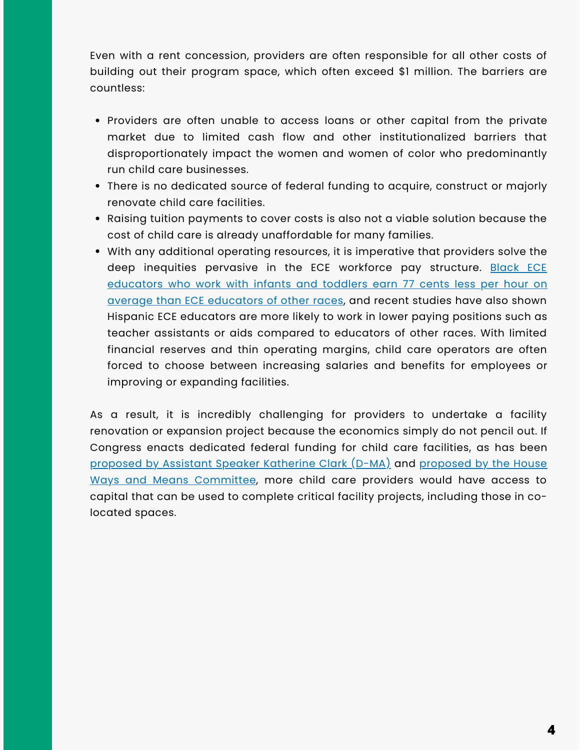Even with a rent concession, providers are often responsible for all other costs of building out their program space, which often exceed $1 million. The barriers are countless:

- Providers are often unable to access loans or other capital from the private market due to limited cash flow and other institutionalized barriers that disproportionately impact the women and women of color who predominantly run child care businesses.
- There is no dedicated source of federal funding to acquire, construct or majorly renovate child care facilities.
- Raising tuition payments to cover costs is also not a viable solution because the cost of child care is already unaffordable for many families.
- With any additional operating resources, it is imperative that providers solve the deep inequities pervasive in the ECE workforce pay structure. Black ECE educators who work with infants and toddlers earn 77 cents less per hour on average than ECE educators of other races, and recent studies have also shown Hispanic ECE educators are more likely to work in lower paying positions such as teacher assistants or aids compared to educators of other races. With limited financial reserves and thin operating margins, child care operators are often forced to choose between increasing salaries and benefits for employees or improving or expanding facilities.

As a result, it is incredibly challenging for providers to undertake a facility renovation or expansion project because the economics simply do not pencil out. If Congress enacts dedicated federal funding for child care facilities, as has been proposed by Assistant Speaker Katherine Clark (D-MA) and proposed by the House Ways and Means Committee, more child care providers would have access to capital that can be used to complete critical facility projects, including those in co-located spaces.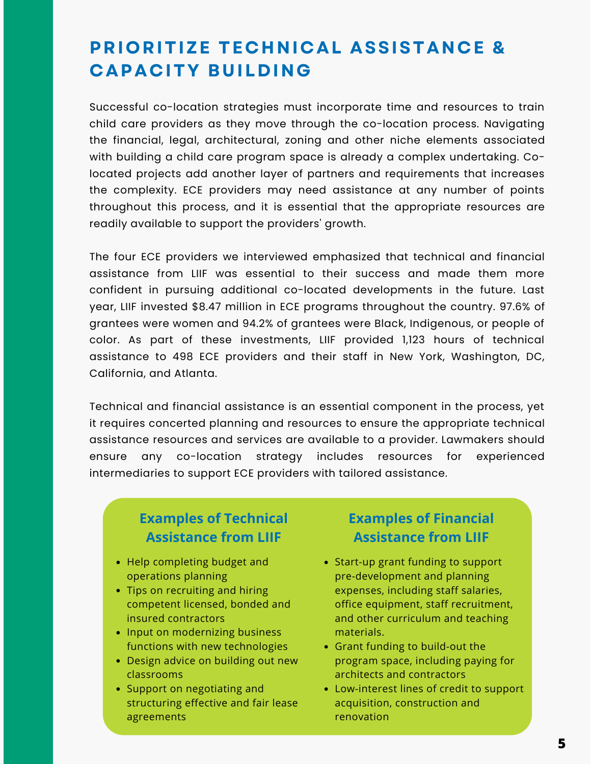# PRIORITIZE TECHNICAL ASSISTANCE & CAPACITY BUILDING

Successful co-location strategies must incorporate time and resources to train child care providers as they move through the co-location process. Navigating the financial, legal, architectural, zoning and other niche elements associated with building a child care program space is already a complex undertaking. Co-located projects add another layer of partners and requirements that increases the complexity. ECE providers may need assistance at any number of points throughout this process, and it is essential that the appropriate resources are readily available to support the providers' growth.

The four ECE providers we interviewed emphasized that technical and financial assistance from LIIF was essential to their success and made them more confident in pursuing additional co-located developments in the future. Last year, LIIF invested $8.47 million in ECE programs throughout the country. 97.6% of grantees were women and 94.2% of grantees were Black, Indigenous, or people of color. As part of these investments, LIIF provided 1,123 hours of technical assistance to 498 ECE providers and their staff in New York, Washington, DC, California, and Atlanta.

Technical and financial assistance is an essential component in the process, yet it requires concerted planning and resources to ensure the appropriate technical assistance resources and services are available to a provider. Lawmakers should ensure any co-location strategy includes resources for experienced intermediaries to support ECE providers with tailored assistance.

### Examples of Technical Assistance from LIIF

- Help completing budget and operations planning
- Tips on recruiting and hiring competent licensed, bonded and insured contractors
- Input on modernizing business functions with new technologies
- Design advice on building out new classrooms
- Support on negotiating and structuring effective and fair lease agreements

### Examples of Financial Assistance from LIIF

- Start-up grant funding to support pre-development and planning expenses, including staff salaries, office equipment, staff recruitment, and other curriculum and teaching materials.
- Grant funding to build-out the program space, including paying for architects and contractors
- Low-interest lines of credit to support acquisition, construction and renovation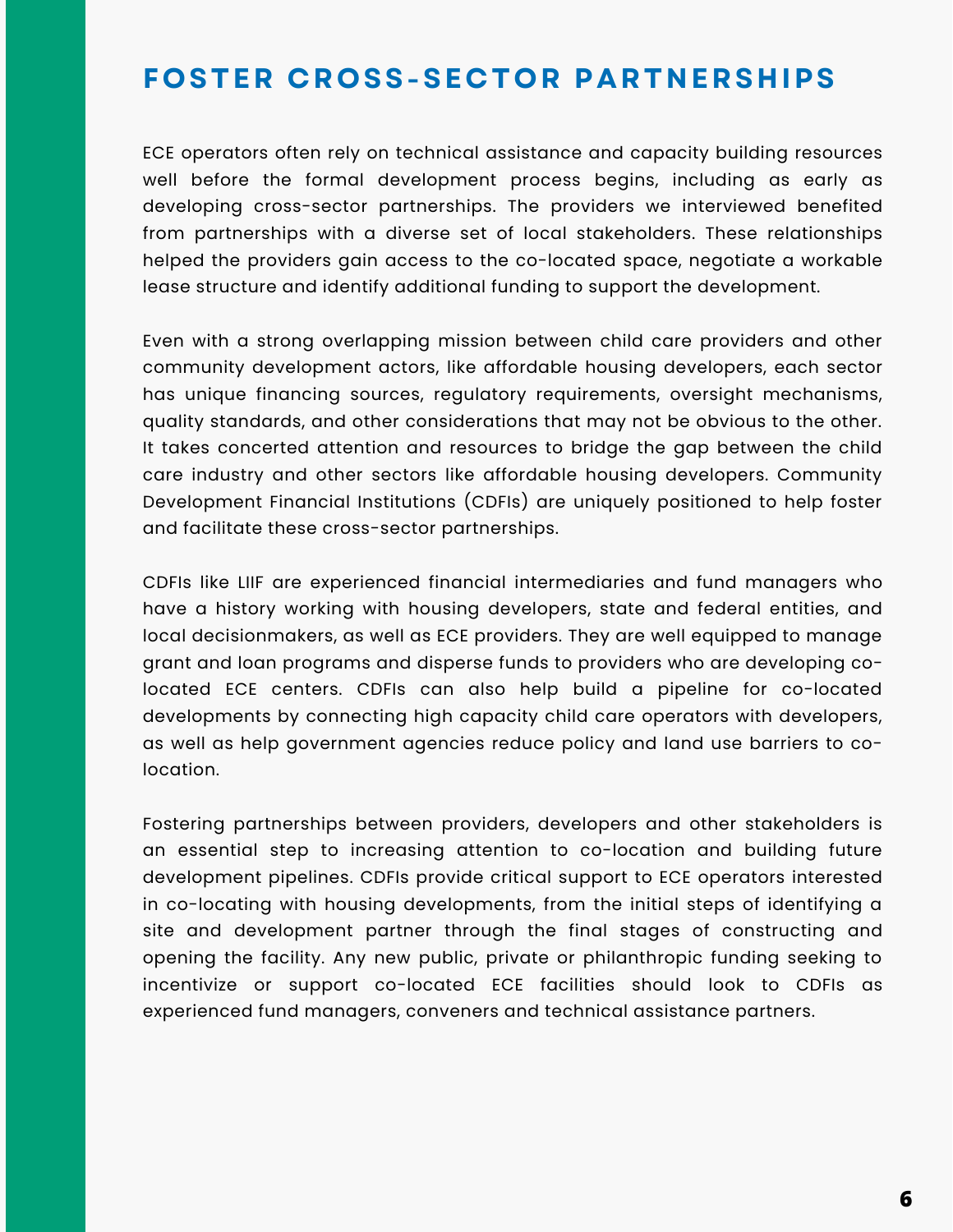## FOSTER CROSS-SECTOR PARTNERSHIPS

ECE operators often rely on technical assistance and capacity building resources well before the formal development process begins, including as early as developing cross-sector partnerships. The providers we interviewed benefited from partnerships with a diverse set of local stakeholders. These relationships helped the providers gain access to the co-located space, negotiate a workable lease structure and identify additional funding to support the development.

Even with a strong overlapping mission between child care providers and other community development actors, like affordable housing developers, each sector has unique financing sources, regulatory requirements, oversight mechanisms, quality standards, and other considerations that may not be obvious to the other. It takes concerted attention and resources to bridge the gap between the child care industry and other sectors like affordable housing developers. Community Development Financial Institutions (CDFIs) are uniquely positioned to help foster and facilitate these cross-sector partnerships.

CDFIs like LIIF are experienced financial intermediaries and fund managers who have a history working with housing developers, state and federal entities, and local decisionmakers, as well as ECE providers. They are well equipped to manage grant and loan programs and disperse funds to providers who are developing co-located ECE centers. CDFIs can also help build a pipeline for co-located developments by connecting high capacity child care operators with developers, as well as help government agencies reduce policy and land use barriers to co-location.

Fostering partnerships between providers, developers and other stakeholders is an essential step to increasing attention to co-location and building future development pipelines. CDFIs provide critical support to ECE operators interested in co-locating with housing developments, from the initial steps of identifying a site and development partner through the final stages of constructing and opening the facility. Any new public, private or philanthropic funding seeking to incentivize or support co-located ECE facilities should look to CDFIs as experienced fund managers, conveners and technical assistance partners.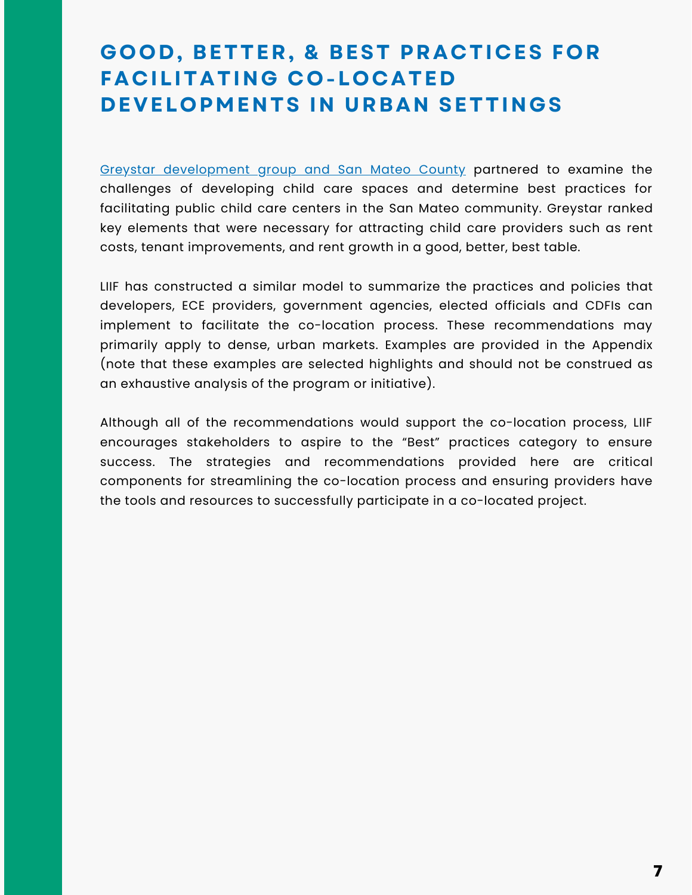# GOOD, BETTER, & BEST PRACTICES FOR FACILITATING CO-LOCATED DEVELOPMENTS IN URBAN SETTINGS

Greystar development group and San Mateo County partnered to examine the challenges of developing child care spaces and determine best practices for facilitating public child care centers in the San Mateo community. Greystar ranked key elements that were necessary for attracting child care providers such as rent costs, tenant improvements, and rent growth in a good, better, best table.

LIIF has constructed a similar model to summarize the practices and policies that developers, ECE providers, government agencies, elected officials and CDFIs can implement to facilitate the co-location process. These recommendations may primarily apply to dense, urban markets. Examples are provided in the Appendix (note that these examples are selected highlights and should not be construed as an exhaustive analysis of the program or initiative).

Although all of the recommendations would support the co-location process, LIIF encourages stakeholders to aspire to the "Best" practices category to ensure success. The strategies and recommendations provided here are critical components for streamlining the co-location process and ensuring providers have the tools and resources to successfully participate in a co-located project.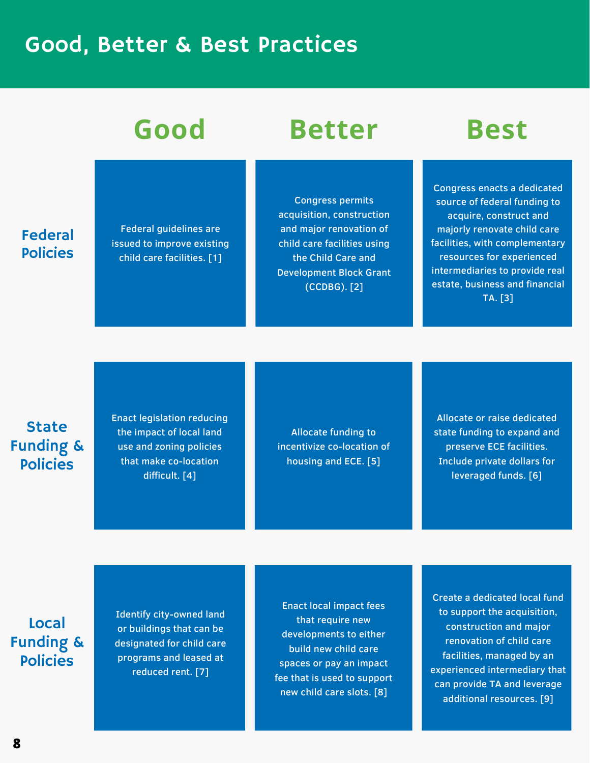# Good, Better & Best Practices

| | Good | Better | Best |
|---|---|---|---|
| **Federal Policies** | Federal guidelines are issued to improve existing child care facilities. [1] | Congress permits acquisition, construction and major renovation of child care facilities using the Child Care and Development Block Grant (CCDBG). [2] | Congress enacts a dedicated source of federal funding to acquire, construct and majorly renovate child care facilities, with complementary resources for experienced intermediaries to provide real estate, business and financial TA. [3] |
| **State Funding & Policies** | Enact legislation reducing the impact of local land use and zoning policies that make co-location difficult. [4] | Allocate funding to incentivize co-location of housing and ECE. [5] | Allocate or raise dedicated state funding to expand and preserve ECE facilities. Include private dollars for leveraged funds. [6] |
| **Local Funding & Policies** | Identify city-owned land or buildings that can be designated for child care programs and leased at reduced rent. [7] | Enact local impact fees that require new developments to either build new child care spaces or pay an impact fee that is used to support new child care slots. [8] | Create a dedicated local fund to support the acquisition, construction and major renovation of child care facilities, managed by an experienced intermediary that can provide TA and leverage additional resources. [9] |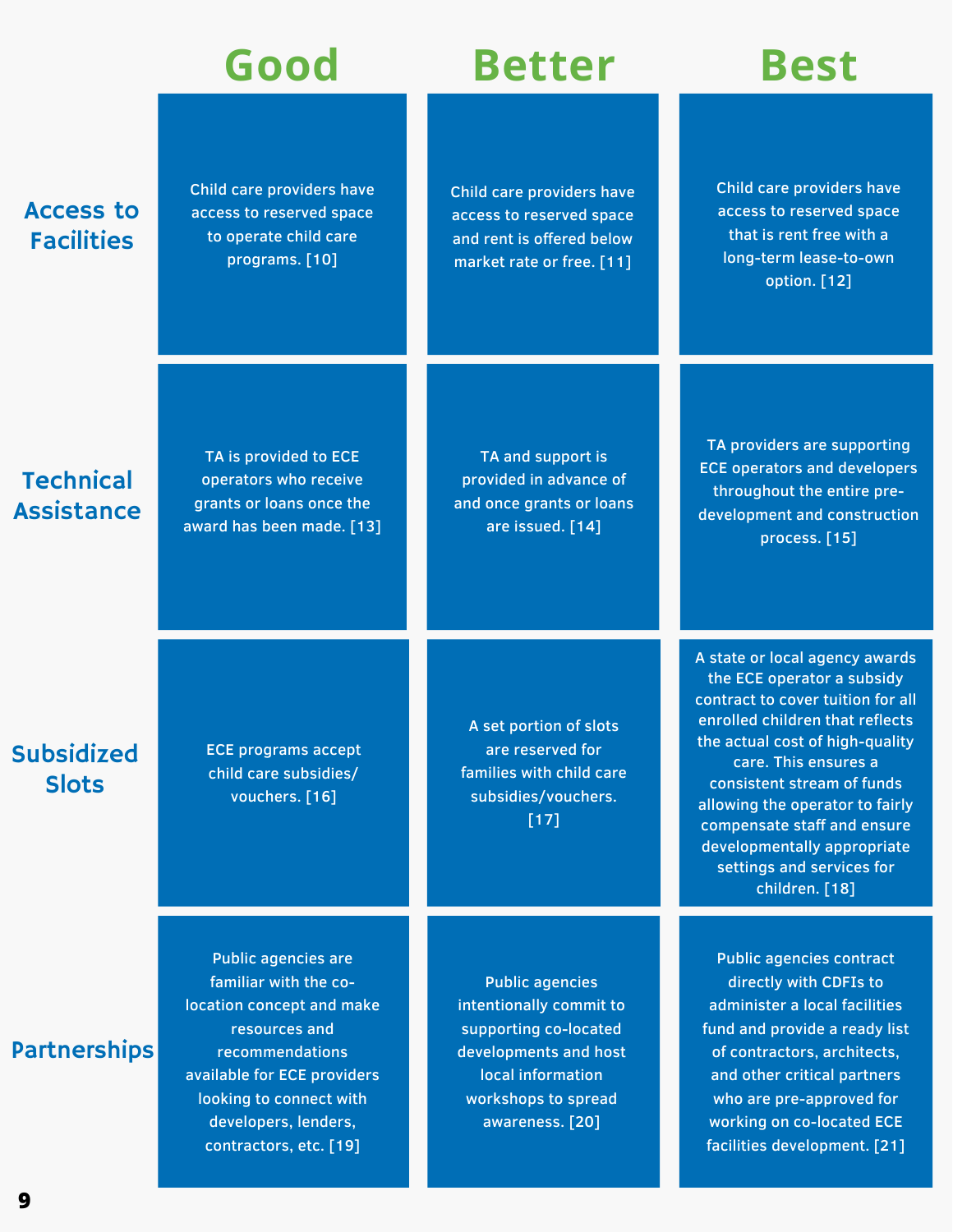| | Good | Better | Best |
|---|---|---|---|
| **Access to Facilities** | Child care providers have access to reserved space to operate child care programs. [10] | Child care providers have access to reserved space and rent is offered below market rate or free. [11] | Child care providers have access to reserved space that is rent free with a long-term lease-to-own option. [12] |
| **Technical Assistance** | TA is provided to ECE operators who receive grants or loans once the award has been made. [13] | TA and support is provided in advance of and once grants or loans are issued. [14] | TA providers are supporting ECE operators and developers throughout the entire pre-development and construction process. [15] |
| **Subsidized Slots** | ECE programs accept child care subsidies/ vouchers. [16] | A set portion of slots are reserved for families with child care subsidies/vouchers. [17] | A state or local agency awards the ECE operator a subsidy contract to cover tuition for all enrolled children that reflects the actual cost of high-quality care. This ensures a consistent stream of funds allowing the operator to fairly compensate staff and ensure developmentally appropriate settings and services for children. [18] |
| **Partnerships** | Public agencies are familiar with the co-location concept and make resources and recommendations available for ECE providers looking to connect with developers, lenders, contractors, etc. [19] | Public agencies intentionally commit to supporting co-located developments and host local information workshops to spread awareness. [20] | Public agencies contract directly with CDFIs to administer a local facilities fund and provide a ready list of contractors, architects, and other critical partners who are pre-approved for working on co-located ECE facilities development. [21] |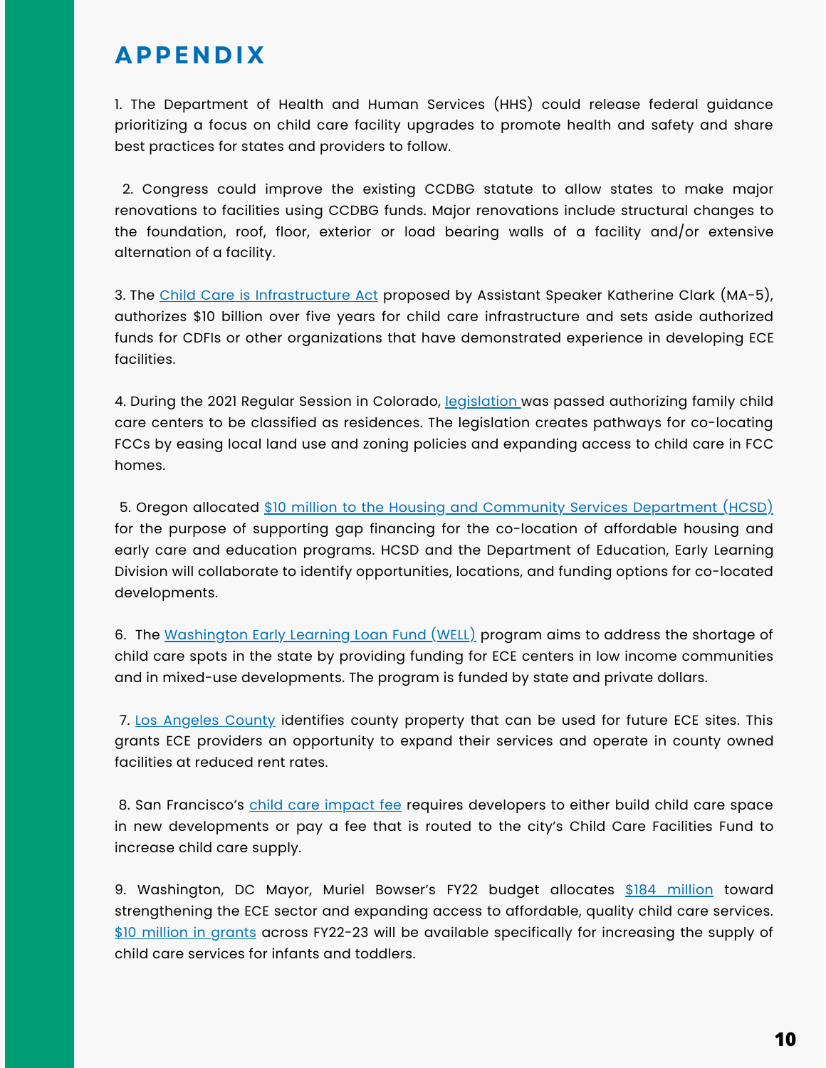# APPENDIX

1. The Department of Health and Human Services (HHS) could release federal guidance prioritizing a focus on child care facility upgrades to promote health and safety and share best practices for states and providers to follow.

2. Congress could improve the existing CCDBG statute to allow states to make major renovations to facilities using CCDBG funds. Major renovations include structural changes to the foundation, roof, floor, exterior or load bearing walls of a facility and/or extensive alternation of a facility.

3. The Child Care is Infrastructure Act proposed by Assistant Speaker Katherine Clark (MA-5), authorizes $10 billion over five years for child care infrastructure and sets aside authorized funds for CDFIs or other organizations that have demonstrated experience in developing ECE facilities.

4. During the 2021 Regular Session in Colorado, legislation was passed authorizing family child care centers to be classified as residences. The legislation creates pathways for co-locating FCCs by easing local land use and zoning policies and expanding access to child care in FCC homes.

5. Oregon allocated $10 million to the Housing and Community Services Department (HCSD) for the purpose of supporting gap financing for the co-location of affordable housing and early care and education programs. HCSD and the Department of Education, Early Learning Division will collaborate to identify opportunities, locations, and funding options for co-located developments.

6. The Washington Early Learning Loan Fund (WELL) program aims to address the shortage of child care spots in the state by providing funding for ECE centers in low income communities and in mixed-use developments. The program is funded by state and private dollars.

7. Los Angeles County identifies county property that can be used for future ECE sites. This grants ECE providers an opportunity to expand their services and operate in county owned facilities at reduced rent rates.

8. San Francisco's child care impact fee requires developers to either build child care space in new developments or pay a fee that is routed to the city's Child Care Facilities Fund to increase child care supply.

9. Washington, DC Mayor, Muriel Bowser's FY22 budget allocates $184 million toward strengthening the ECE sector and expanding access to affordable, quality child care services. $10 million in grants across FY22-23 will be available specifically for increasing the supply of child care services for infants and toddlers.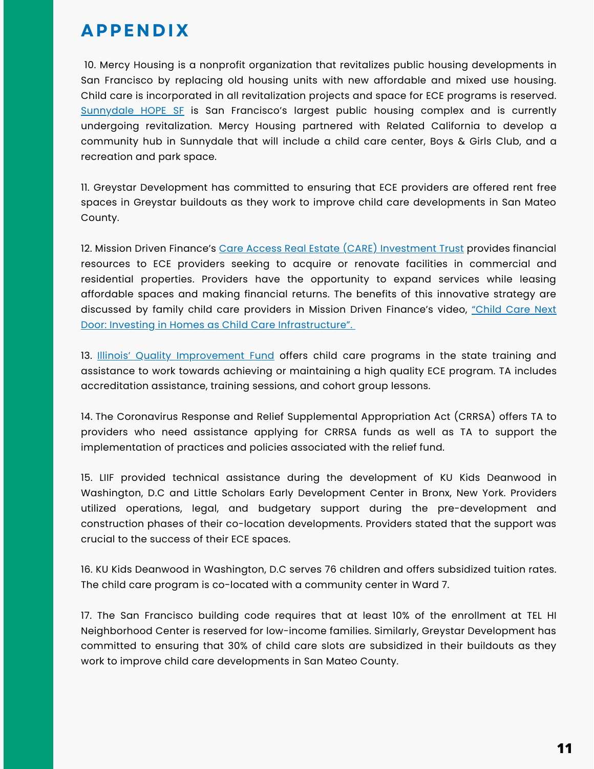# APPENDIX

10. Mercy Housing is a nonprofit organization that revitalizes public housing developments in San Francisco by replacing old housing units with new affordable and mixed use housing. Child care is incorporated in all revitalization projects and space for ECE programs is reserved. Sunnydale HOPE SF is San Francisco's largest public housing complex and is currently undergoing revitalization. Mercy Housing partnered with Related California to develop a community hub in Sunnydale that will include a child care center, Boys & Girls Club, and a recreation and park space.

11. Greystar Development has committed to ensuring that ECE providers are offered rent free spaces in Greystar buildouts as they work to improve child care developments in San Mateo County.

12. Mission Driven Finance's Care Access Real Estate (CARE) Investment Trust provides financial resources to ECE providers seeking to acquire or renovate facilities in commercial and residential properties. Providers have the opportunity to expand services while leasing affordable spaces and making financial returns. The benefits of this innovative strategy are discussed by family child care providers in Mission Driven Finance's video, "Child Care Next Door: Investing in Homes as Child Care Infrastructure".

13. Illinois' Quality Improvement Fund offers child care programs in the state training and assistance to work towards achieving or maintaining a high quality ECE program. TA includes accreditation assistance, training sessions, and cohort group lessons.

14. The Coronavirus Response and Relief Supplemental Appropriation Act (CRRSA) offers TA to providers who need assistance applying for CRRSA funds as well as TA to support the implementation of practices and policies associated with the relief fund.

15. LIIF provided technical assistance during the development of KU Kids Deanwood in Washington, D.C and Little Scholars Early Development Center in Bronx, New York. Providers utilized operations, legal, and budgetary support during the pre-development and construction phases of their co-location developments. Providers stated that the support was crucial to the success of their ECE spaces.

16. KU Kids Deanwood in Washington, D.C serves 76 children and offers subsidized tuition rates. The child care program is co-located with a community center in Ward 7.

17. The San Francisco building code requires that at least 10% of the enrollment at TEL HI Neighborhood Center is reserved for low-income families. Similarly, Greystar Development has committed to ensuring that 30% of child care slots are subsidized in their buildouts as they work to improve child care developments in San Mateo County.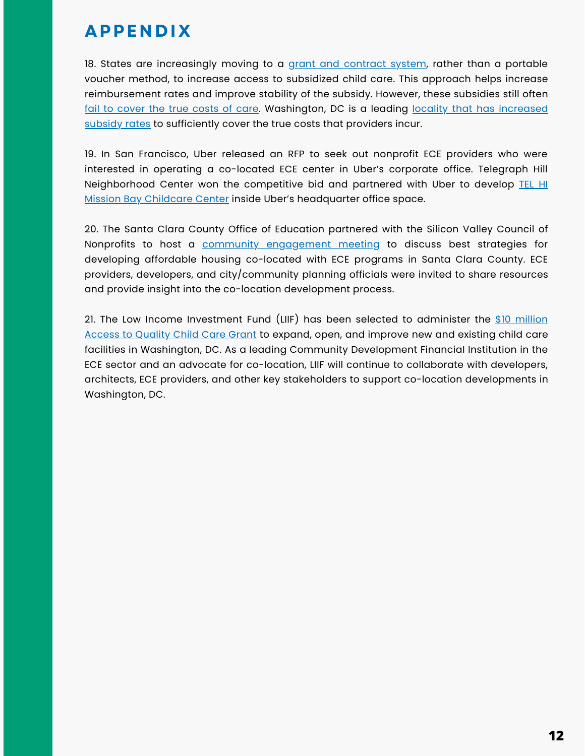# APPENDIX

18. States are increasingly moving to a grant and contract system, rather than a portable voucher method, to increase access to subsidized child care. This approach helps increase reimbursement rates and improve stability of the subsidy. However, these subsidies still often fail to cover the true costs of care. Washington, DC is a leading locality that has increased subsidy rates to sufficiently cover the true costs that providers incur.

19. In San Francisco, Uber released an RFP to seek out nonprofit ECE providers who were interested in operating a co-located ECE center in Uber's corporate office. Telegraph Hill Neighborhood Center won the competitive bid and partnered with Uber to develop TEL HI Mission Bay Childcare Center inside Uber's headquarter office space.

20. The Santa Clara County Office of Education partnered with the Silicon Valley Council of Nonprofits to host a community engagement meeting to discuss best strategies for developing affordable housing co-located with ECE programs in Santa Clara County. ECE providers, developers, and city/community planning officials were invited to share resources and provide insight into the co-location development process.

21. The Low Income Investment Fund (LIIF) has been selected to administer the $10 million Access to Quality Child Care Grant to expand, open, and improve new and existing child care facilities in Washington, DC. As a leading Community Development Financial Institution in the ECE sector and an advocate for co-location, LIIF will continue to collaborate with developers, architects, ECE providers, and other key stakeholders to support co-location developments in Washington, DC.